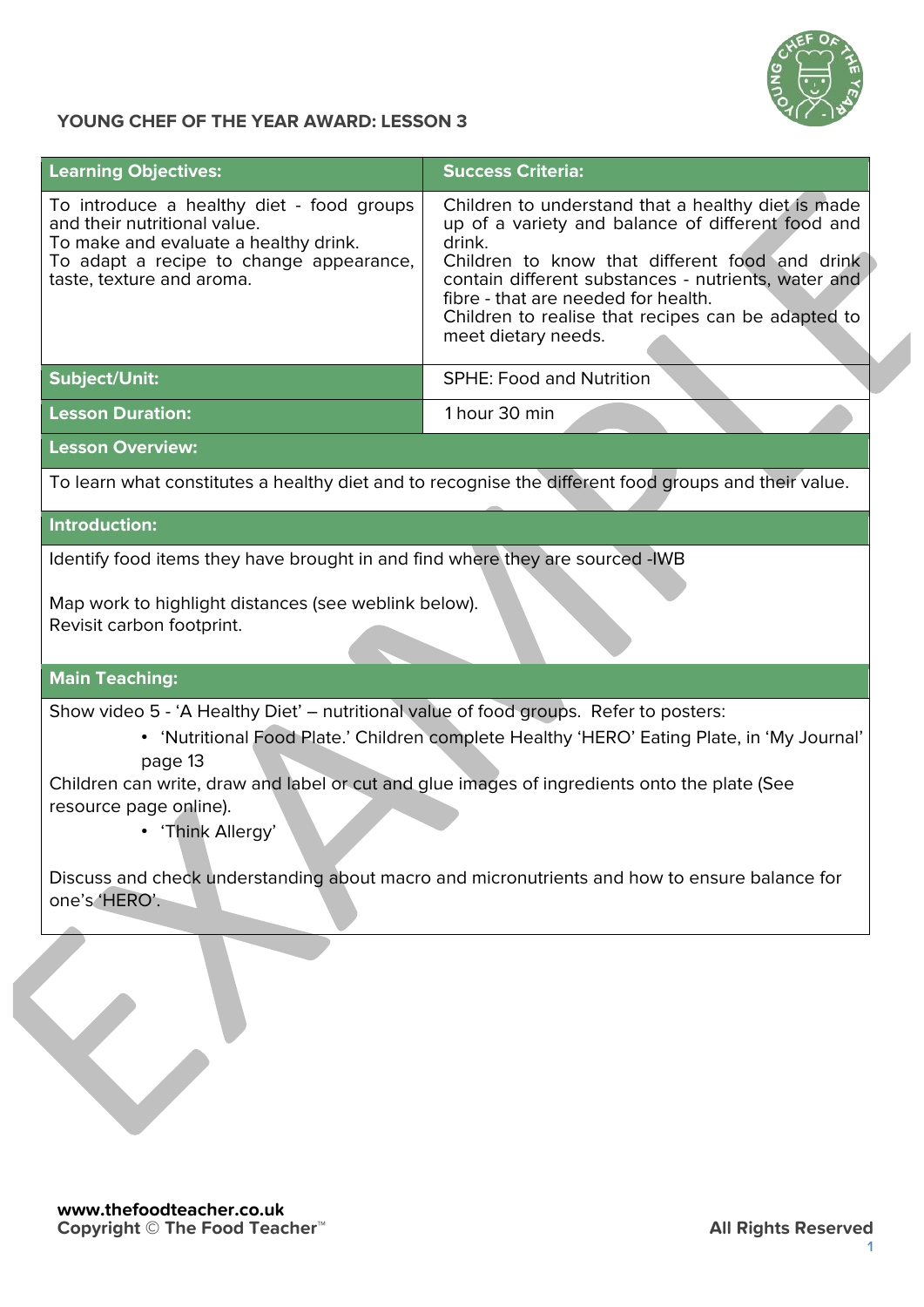## YOUNG CHEF OF THE YEAR AWARD: LESSON 3

| Learning Objectives: | Success Criteria: |
| --- | --- |
| To introduce a healthy diet - food groups and their nutritional value.<br>To make and evaluate a healthy drink.<br>To adapt a recipe to change appearance, taste, texture and aroma. | Children to understand that a healthy diet is made up of a variety and balance of different food and drink.<br>Children to know that different food and drink contain different substances - nutrients, water and fibre - that are needed for health.<br>Children to realise that recipes can be adapted to meet dietary needs. |
| **Subject/Unit:** | SPHE: Food and Nutrition |
| **Lesson Duration:** | 1 hour 30 min |

**Lesson Overview:**

To learn what constitutes a healthy diet and to recognise the different food groups and their value.

**Introduction:**

Identify food items they have brought in and find where they are sourced -IWB

Map work to highlight distances (see weblink below).
Revisit carbon footprint.

**Main Teaching:**

Show video 5 - 'A Healthy Diet' – nutritional value of food groups. Refer to posters:

- 'Nutritional Food Plate.' Children complete Healthy 'HERO' Eating Plate, in 'My Journal' page 13

Children can write, draw and label or cut and glue images of ingredients onto the plate (See resource page online).

- 'Think Allergy'

Discuss and check understanding about macro and micronutrients and how to ensure balance for one's 'HERO'.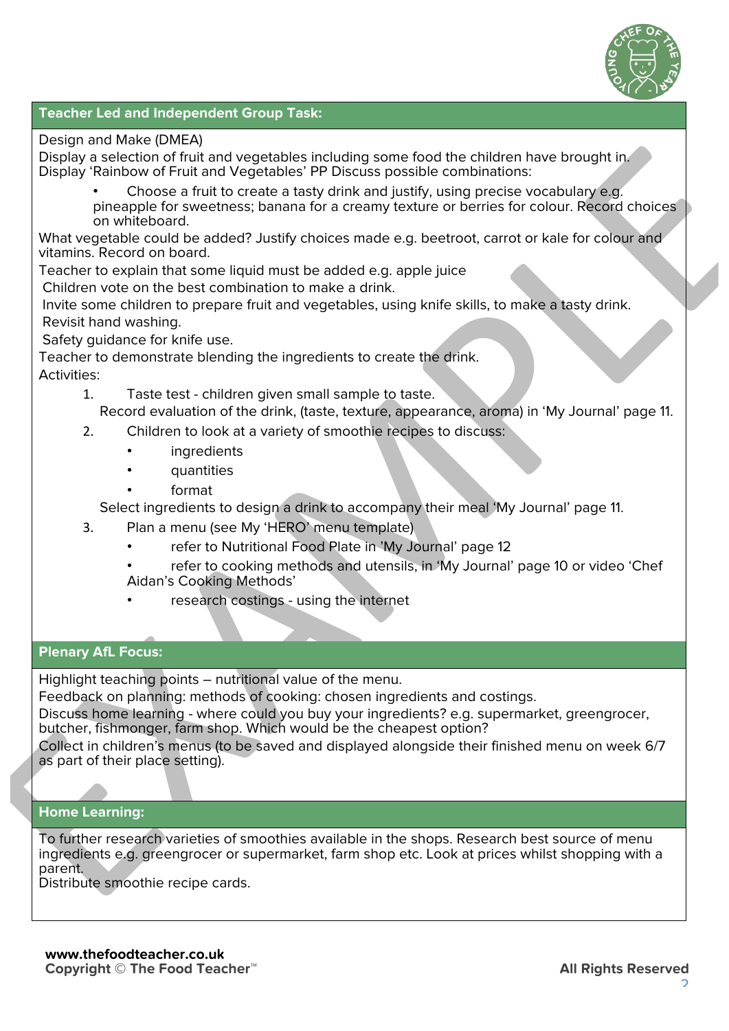## Teacher Led and Independent Group Task:

Design and Make (DMEA)
Display a selection of fruit and vegetables including some food the children have brought in.
Display 'Rainbow of Fruit and Vegetables' PP Discuss possible combinations:

- Choose a fruit to create a tasty drink and justify, using precise vocabulary e.g. pineapple for sweetness; banana for a creamy texture or berries for colour. Record choices on whiteboard.

What vegetable could be added? Justify choices made e.g. beetroot, carrot or kale for colour and vitamins. Record on board.
Teacher to explain that some liquid must be added e.g. apple juice
Children vote on the best combination to make a drink.
Invite some children to prepare fruit and vegetables, using knife skills, to make a tasty drink.
Revisit hand washing.
Safety guidance for knife use.
Teacher to demonstrate blending the ingredients to create the drink.
Activities:

1. Taste test - children given small sample to taste.
   Record evaluation of the drink, (taste, texture, appearance, aroma) in 'My Journal' page 11.
2. Children to look at a variety of smoothie recipes to discuss:
   - ingredients
   - quantities
   - format

   Select ingredients to design a drink to accompany their meal 'My Journal' page 11.
3. Plan a menu (see My 'HERO' menu template)
   - refer to Nutritional Food Plate in 'My Journal' page 12
   - refer to cooking methods and utensils, in 'My Journal' page 10 or video 'Chef Aidan's Cooking Methods'
   - research costings - using the internet

## Plenary AfL Focus:

Highlight teaching points – nutritional value of the menu.
Feedback on planning: methods of cooking: chosen ingredients and costings.
Discuss home learning - where could you buy your ingredients? e.g. supermarket, greengrocer, butcher, fishmonger, farm shop. Which would be the cheapest option?
Collect in children's menus (to be saved and displayed alongside their finished menu on week 6/7 as part of their place setting).

## Home Learning:

To further research varieties of smoothies available in the shops. Research best source of menu ingredients e.g. greengrocer or supermarket, farm shop etc. Look at prices whilst shopping with a parent.
Distribute smoothie recipe cards.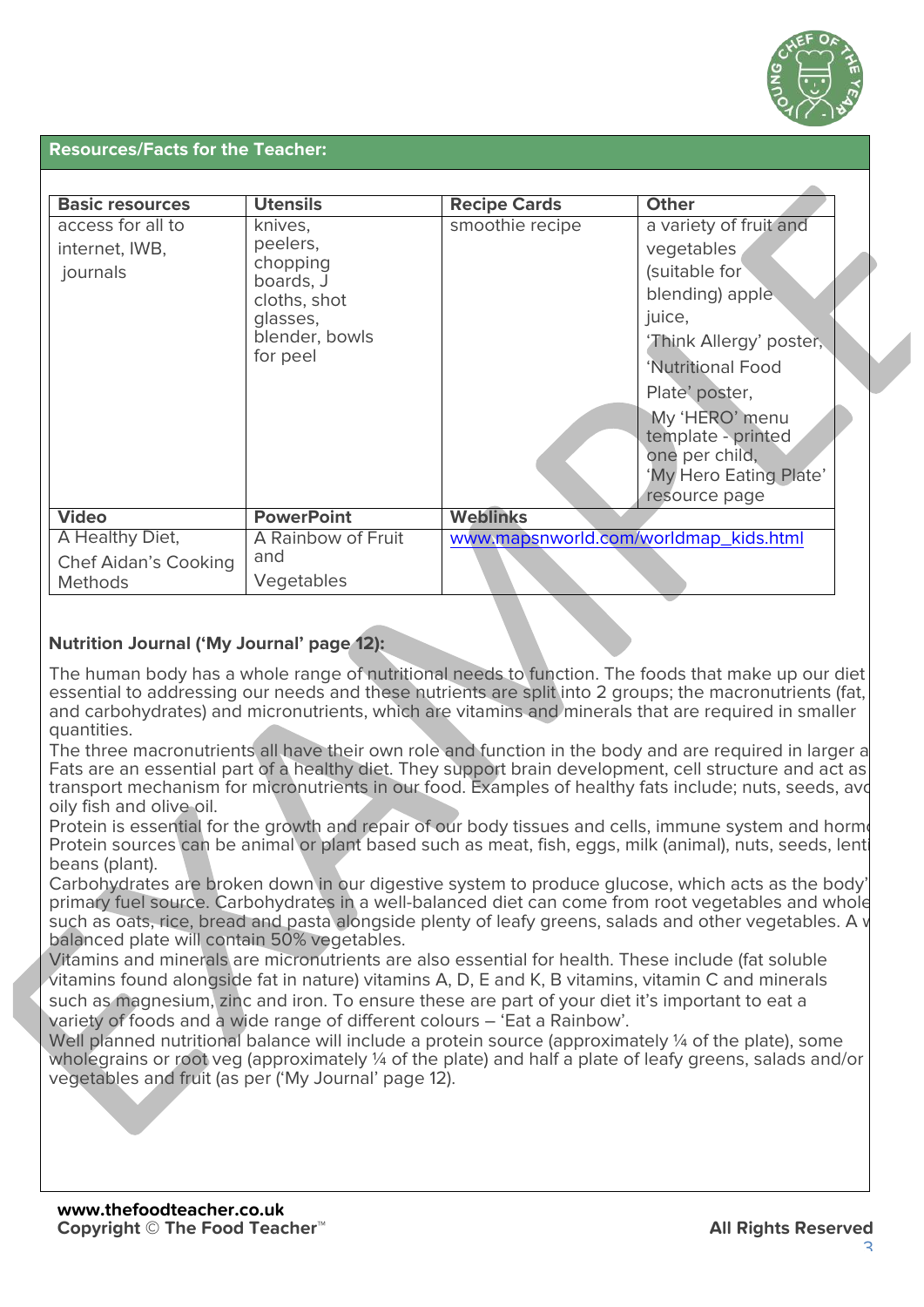## Resources/Facts for the Teacher:

| Basic resources | Utensils | Recipe Cards | Other |
|---|---|---|---|
| access for all to internet, IWB, journals | knives, peelers, chopping boards, J cloths, shot glasses, blender, bowls for peel | smoothie recipe | a variety of fruit and vegetables (suitable for blending) apple juice, 'Think Allergy' poster, 'Nutritional Food Plate' poster, My 'HERO' menu template - printed one per child, 'My Hero Eating Plate' resource page |
| **Video** | **PowerPoint** | **Weblinks** | |
| A Healthy Diet, Chef Aidan's Cooking Methods | A Rainbow of Fruit and Vegetables | www.mapsnworld.com/worldmap_kids.html | |

**Nutrition Journal ('My Journal' page 12):**

The human body has a whole range of nutritional needs to function. The foods that make up our diet essential to addressing our needs and these nutrients are split into 2 groups; the macronutrients (fat, and carbohydrates) and micronutrients, which are vitamins and minerals that are required in smaller quantities.

The three macronutrients all have their own role and function in the body and are required in larger a Fats are an essential part of a healthy diet. They support brain development, cell structure and act as transport mechanism for micronutrients in our food. Examples of healthy fats include; nuts, seeds, avo oily fish and olive oil.

Protein is essential for the growth and repair of our body tissues and cells, immune system and horm Protein sources can be animal or plant based such as meat, fish, eggs, milk (animal), nuts, seeds, lenti beans (plant).

Carbohydrates are broken down in our digestive system to produce glucose, which acts as the body' primary fuel source. Carbohydrates in a well-balanced diet can come from root vegetables and whole such as oats, rice, bread and pasta alongside plenty of leafy greens, salads and other vegetables. A w balanced plate will contain 50% vegetables.

Vitamins and minerals are micronutrients are also essential for health. These include (fat soluble vitamins found alongside fat in nature) vitamins A, D, E and K, B vitamins, vitamin C and minerals such as magnesium, zinc and iron. To ensure these are part of your diet it's important to eat a variety of foods and a wide range of different colours – 'Eat a Rainbow'.

Well planned nutritional balance will include a protein source (approximately ¼ of the plate), some wholegrains or root veg (approximately ¼ of the plate) and half a plate of leafy greens, salads and/or vegetables and fruit (as per ('My Journal' page 12).

**www.thefoodteacher.co.uk**
**Copyright © The Food Teacher™** **All Rights Reserved**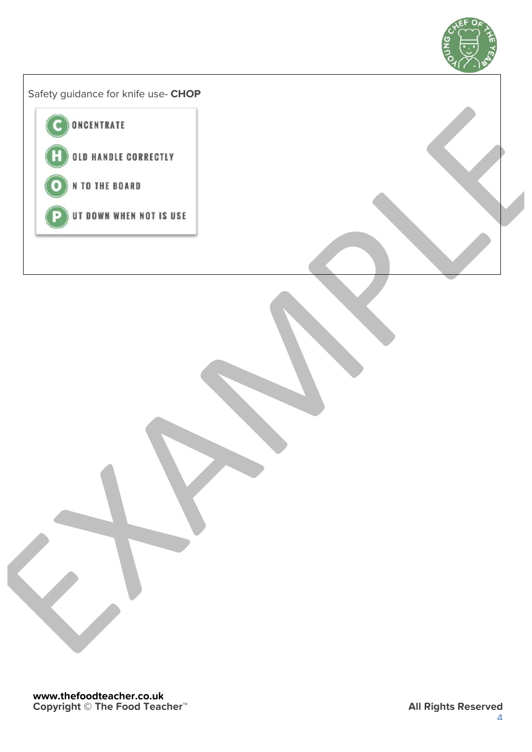Safety guidance for knife use- **CHOP**

- **C** ONCENTRATE
- **H** OLD HANDLE CORRECTLY
- **O** N TO THE BOARD
- **P** UT DOWN WHEN NOT IS USE

**www.thefoodteacher.co.uk**
**Copyright © The Food Teacher™**

**All Rights Reserved**